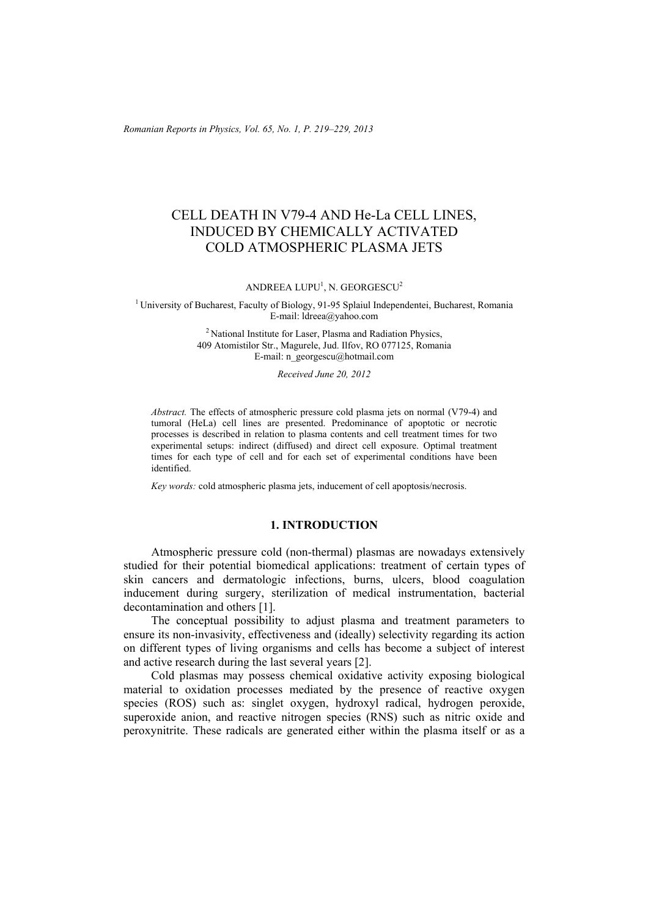# CELL DEATH IN V79-4 AND He-La CELL LINES, INDUCED BY CHEMICALLY ACTIVATED COLD ATMOSPHERIC PLASMA JETS

ANDREEA LUPU[1], N. GEORGESCU[2]

[1] University of Bucharest, Faculty of Biology, 91-95 Splaiul Independentei, Bucharest, Romania
E-mail: ldreea@yahoo.com

[2] National Institute for Laser, Plasma and Radiation Physics,
409 Atomistilor Str., Magurele, Jud. Ilfov, RO 077125, Romania
E-mail: n_georgescu@hotmail.com

*Received June 20, 2012*

*Abstract.* The effects of atmospheric pressure cold plasma jets on normal (V79-4) and tumoral (HeLa) cell lines are presented. Predominance of apoptotic or necrotic processes is described in relation to plasma contents and cell treatment times for two experimental setups: indirect (diffused) and direct cell exposure. Optimal treatment times for each type of cell and for each set of experimental conditions have been identified.

*Key words:* cold atmospheric plasma jets, inducement of cell apoptosis/necrosis.

## 1. INTRODUCTION

Atmospheric pressure cold (non-thermal) plasmas are nowadays extensively studied for their potential biomedical applications: treatment of certain types of skin cancers and dermatologic infections, burns, ulcers, blood coagulation inducement during surgery, sterilization of medical instrumentation, bacterial decontamination and others [1].

The conceptual possibility to adjust plasma and treatment parameters to ensure its non-invasivity, effectiveness and (ideally) selectivity regarding its action on different types of living organisms and cells has become a subject of interest and active research during the last several years [2].

Cold plasmas may possess chemical oxidative activity exposing biological material to oxidation processes mediated by the presence of reactive oxygen species (ROS) such as: singlet oxygen, hydroxyl radical, hydrogen peroxide, superoxide anion, and reactive nitrogen species (RNS) such as nitric oxide and peroxynitrite. These radicals are generated either within the plasma itself or as a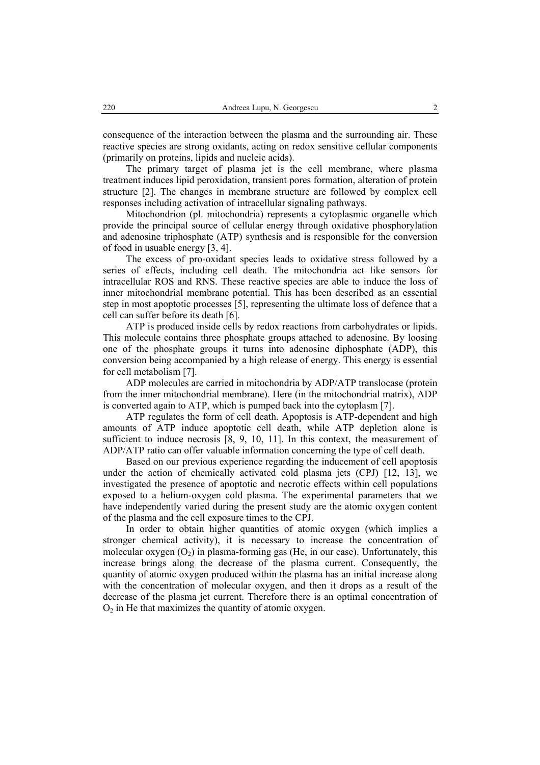consequence of the interaction between the plasma and the surrounding air. These reactive species are strong oxidants, acting on redox sensitive cellular components (primarily on proteins, lipids and nucleic acids).

The primary target of plasma jet is the cell membrane, where plasma treatment induces lipid peroxidation, transient pores formation, alteration of protein structure [2]. The changes in membrane structure are followed by complex cell responses including activation of intracellular signaling pathways.

Mitochondrion (pl. mitochondria) represents a cytoplasmic organelle which provide the principal source of cellular energy through oxidative phosphorylation and adenosine triphosphate (ATP) synthesis and is responsible for the conversion of food in usuable energy [3, 4].

The excess of pro-oxidant species leads to oxidative stress followed by a series of effects, including cell death. The mitochondria act like sensors for intracellular ROS and RNS. These reactive species are able to induce the loss of inner mitochondrial membrane potential. This has been described as an essential step in most apoptotic processes [5], representing the ultimate loss of defence that a cell can suffer before its death [6].

ATP is produced inside cells by redox reactions from carbohydrates or lipids. This molecule contains three phosphate groups attached to adenosine. By loosing one of the phosphate groups it turns into adenosine diphosphate (ADP), this conversion being accompanied by a high release of energy. This energy is essential for cell metabolism [7].

ADP molecules are carried in mitochondria by ADP/ATP translocase (protein from the inner mitochondrial membrane). Here (in the mitochondrial matrix), ADP is converted again to ATP, which is pumped back into the cytoplasm [7].

ATP regulates the form of cell death. Apoptosis is ATP-dependent and high amounts of ATP induce apoptotic cell death, while ATP depletion alone is sufficient to induce necrosis [8, 9, 10, 11]. In this context, the measurement of ADP/ATP ratio can offer valuable information concerning the type of cell death.

Based on our previous experience regarding the inducement of cell apoptosis under the action of chemically activated cold plasma jets (CPJ) [12, 13], we investigated the presence of apoptotic and necrotic effects within cell populations exposed to a helium-oxygen cold plasma. The experimental parameters that we have independently varied during the present study are the atomic oxygen content of the plasma and the cell exposure times to the CPJ.

In order to obtain higher quantities of atomic oxygen (which implies a stronger chemical activity), it is necessary to increase the concentration of molecular oxygen ($O_2$) in plasma-forming gas (He, in our case). Unfortunately, this increase brings along the decrease of the plasma current. Consequently, the quantity of atomic oxygen produced within the plasma has an initial increase along with the concentration of molecular oxygen, and then it drops as a result of the decrease of the plasma jet current. Therefore there is an optimal concentration of $O_2$ in He that maximizes the quantity of atomic oxygen.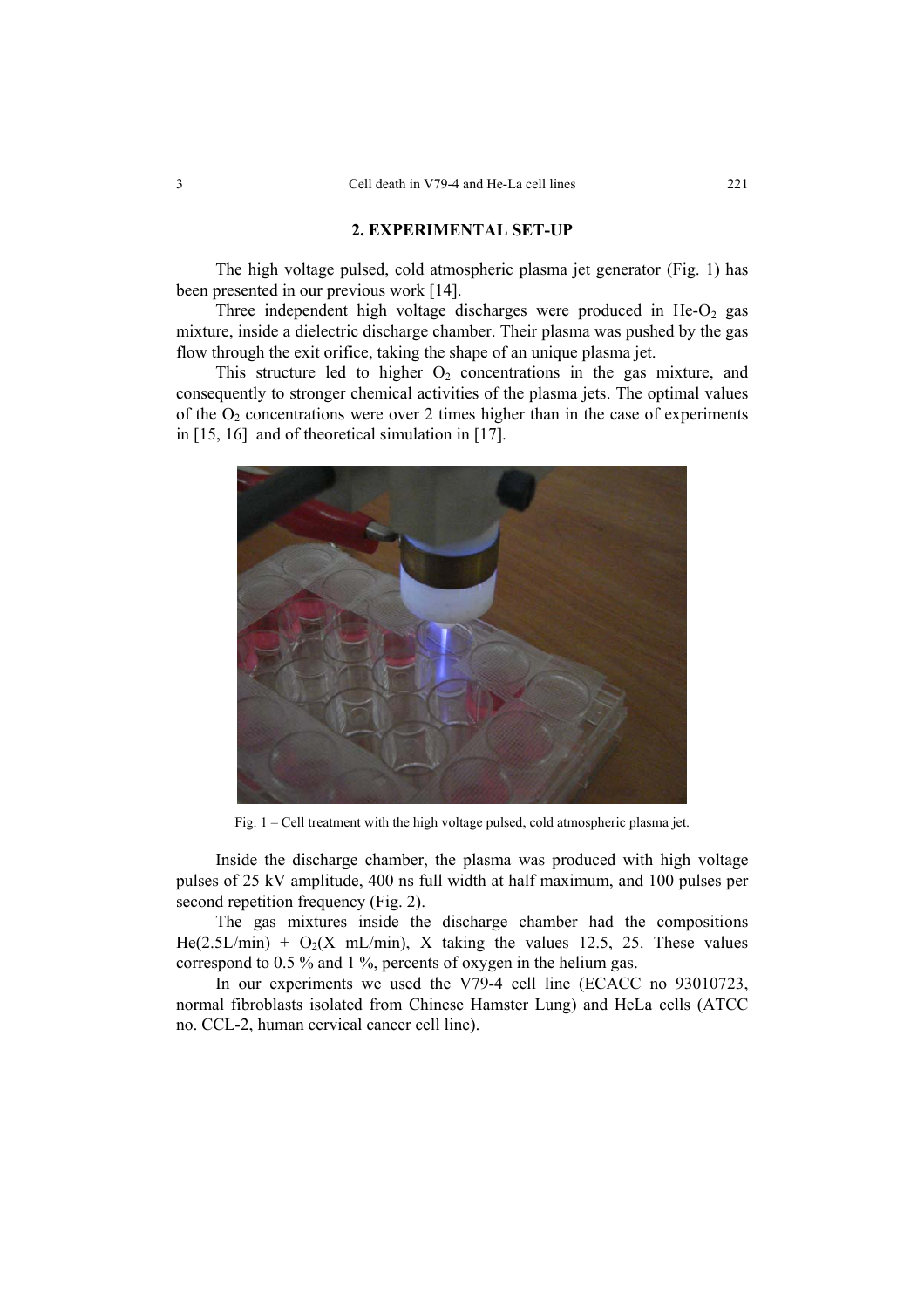## 2. EXPERIMENTAL SET-UP

The high voltage pulsed, cold atmospheric plasma jet generator (Fig. 1) has been presented in our previous work [14].

Three independent high voltage discharges were produced in He-$O_2$ gas mixture, inside a dielectric discharge chamber. Their plasma was pushed by the gas flow through the exit orifice, taking the shape of an unique plasma jet.

This structure led to higher $O_2$ concentrations in the gas mixture, and consequently to stronger chemical activities of the plasma jets. The optimal values of the $O_2$ concentrations were over 2 times higher than in the case of experiments in [15, 16] and of theoretical simulation in [17].

Fig. 1 – Cell treatment with the high voltage pulsed, cold atmospheric plasma jet.

Inside the discharge chamber, the plasma was produced with high voltage pulses of 25 kV amplitude, 400 ns full width at half maximum, and 100 pulses per second repetition frequency (Fig. 2).

The gas mixtures inside the discharge chamber had the compositions He(2.5L/min) + $O_2$(X mL/min), X taking the values 12.5, 25. These values correspond to 0.5 % and 1 %, percents of oxygen in the helium gas.

In our experiments we used the V79-4 cell line (ECACC no 93010723, normal fibroblasts isolated from Chinese Hamster Lung) and HeLa cells (ATCC no. CCL-2, human cervical cancer cell line).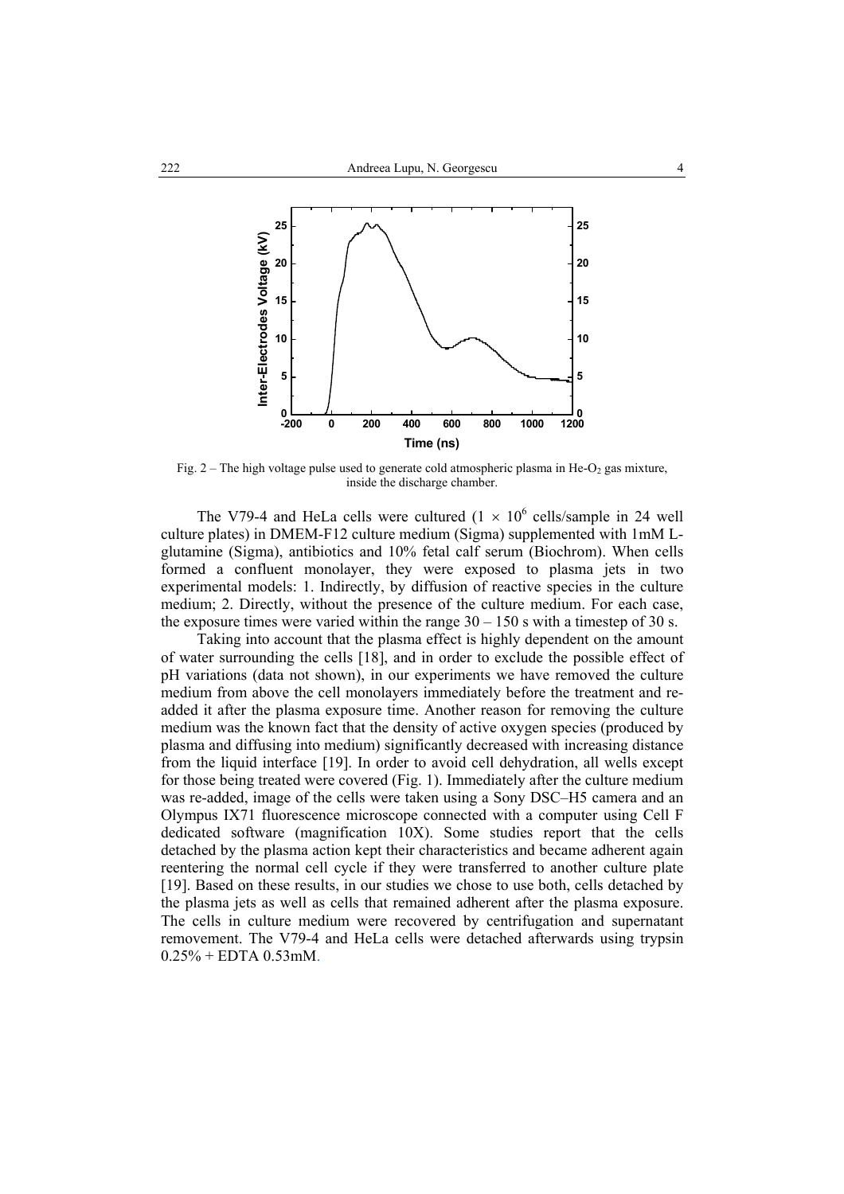Fig. 2 – The high voltage pulse used to generate cold atmospheric plasma in He-$O_2$ gas mixture, inside the discharge chamber.

The V79-4 and HeLa cells were cultured ($1 \times 10^6$ cells/sample in 24 well culture plates) in DMEM-F12 culture medium (Sigma) supplemented with 1mM L-glutamine (Sigma), antibiotics and 10% fetal calf serum (Biochrom). When cells formed a confluent monolayer, they were exposed to plasma jets in two experimental models: 1. Indirectly, by diffusion of reactive species in the culture medium; 2. Directly, without the presence of the culture medium. For each case, the exposure times were varied within the range 30 – 150 s with a timestep of 30 s.

Taking into account that the plasma effect is highly dependent on the amount of water surrounding the cells [18], and in order to exclude the possible effect of pH variations (data not shown), in our experiments we have removed the culture medium from above the cell monolayers immediately before the treatment and re-added it after the plasma exposure time. Another reason for removing the culture medium was the known fact that the density of active oxygen species (produced by plasma and diffusing into medium) significantly decreased with increasing distance from the liquid interface [19]. In order to avoid cell dehydration, all wells except for those being treated were covered (Fig. 1). Immediately after the culture medium was re-added, image of the cells were taken using a Sony DSC–H5 camera and an Olympus IX71 fluorescence microscope connected with a computer using Cell F dedicated software (magnification 10X). Some studies report that the cells detached by the plasma action kept their characteristics and became adherent again reentering the normal cell cycle if they were transferred to another culture plate [19]. Based on these results, in our studies we chose to use both, cells detached by the plasma jets as well as cells that remained adherent after the plasma exposure. The cells in culture medium were recovered by centrifugation and supernatant removement. The V79-4 and HeLa cells were detached afterwards using trypsin 0.25% + EDTA 0.53mM.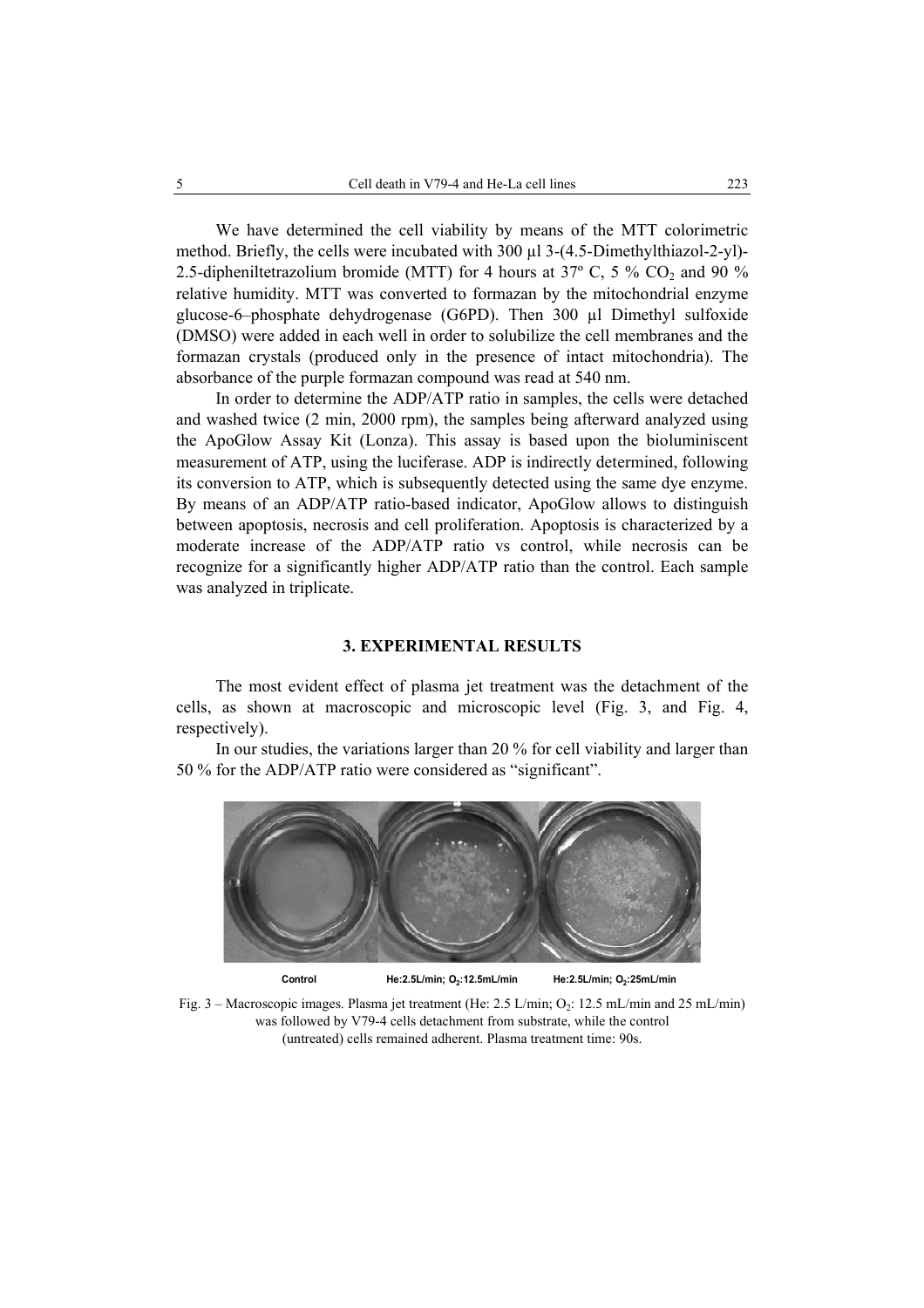We have determined the cell viability by means of the MTT colorimetric method. Briefly, the cells were incubated with 300 μl 3-(4.5-Dimethylthiazol-2-yl)-2.5-dipheniltetrazolium bromide (MTT) for 4 hours at 37º C, 5 % $CO_2$ and 90 % relative humidity. MTT was converted to formazan by the mitochondrial enzyme glucose-6–phosphate dehydrogenase (G6PD). Then 300 μl Dimethyl sulfoxide (DMSO) were added in each well in order to solubilize the cell membranes and the formazan crystals (produced only in the presence of intact mitochondria). The absorbance of the purple formazan compound was read at 540 nm.

In order to determine the ADP/ATP ratio in samples, the cells were detached and washed twice (2 min, 2000 rpm), the samples being afterward analyzed using the ApoGlow Assay Kit (Lonza). This assay is based upon the bioluminiscent measurement of ATP, using the luciferase. ADP is indirectly determined, following its conversion to ATP, which is subsequently detected using the same dye enzyme. By means of an ADP/ATP ratio-based indicator, ApoGlow allows to distinguish between apoptosis, necrosis and cell proliferation. Apoptosis is characterized by a moderate increase of the ADP/ATP ratio vs control, while necrosis can be recognize for a significantly higher ADP/ATP ratio than the control. Each sample was analyzed in triplicate.

## 3. EXPERIMENTAL RESULTS

The most evident effect of plasma jet treatment was the detachment of the cells, as shown at macroscopic and microscopic level (Fig. 3, and Fig. 4, respectively).

In our studies, the variations larger than 20 % for cell viability and larger than 50 % for the ADP/ATP ratio were considered as "significant".

Control He:2.5L/min; $O_2$:12.5mL/min He:2.5L/min; $O_2$:25mL/min

Fig. 3 – Macroscopic images. Plasma jet treatment (He: 2.5 L/min; $O_2$: 12.5 mL/min and 25 mL/min) was followed by V79-4 cells detachment from substrate, while the control (untreated) cells remained adherent. Plasma treatment time: 90s.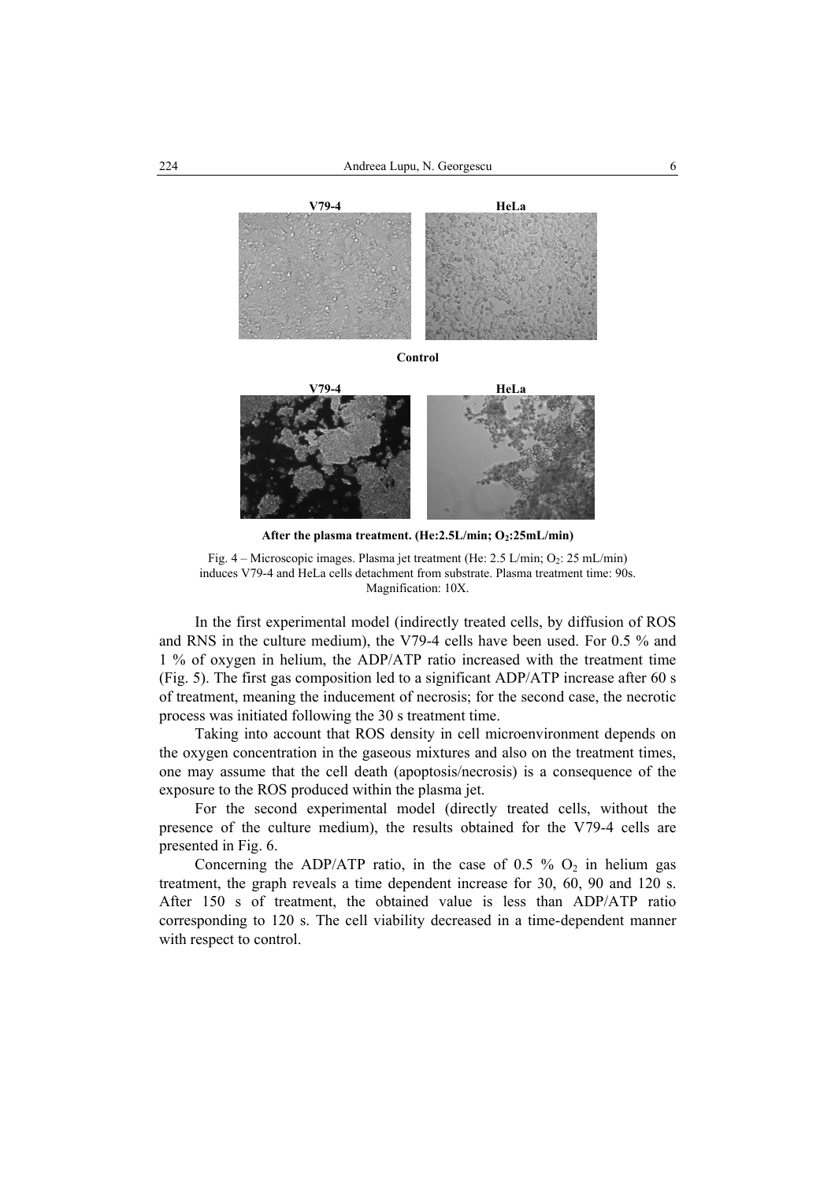V79-4 HeLa

Control

V79-4 HeLa

**After the plasma treatment. (He:2.5L/min; $O_2$:25mL/min)**

Fig. 4 – Microscopic images. Plasma jet treatment (He: 2.5 L/min; $O_2$: 25 mL/min) induces V79-4 and HeLa cells detachment from substrate. Plasma treatment time: 90s. Magnification: 10X.

In the first experimental model (indirectly treated cells, by diffusion of ROS and RNS in the culture medium), the V79-4 cells have been used. For 0.5 % and 1 % of oxygen in helium, the ADP/ATP ratio increased with the treatment time (Fig. 5). The first gas composition led to a significant ADP/ATP increase after 60 s of treatment, meaning the inducement of necrosis; for the second case, the necrotic process was initiated following the 30 s treatment time.

Taking into account that ROS density in cell microenvironment depends on the oxygen concentration in the gaseous mixtures and also on the treatment times, one may assume that the cell death (apoptosis/necrosis) is a consequence of the exposure to the ROS produced within the plasma jet.

For the second experimental model (directly treated cells, without the presence of the culture medium), the results obtained for the V79-4 cells are presented in Fig. 6.

Concerning the ADP/ATP ratio, in the case of 0.5 % $O_2$ in helium gas treatment, the graph reveals a time dependent increase for 30, 60, 90 and 120 s. After 150 s of treatment, the obtained value is less than ADP/ATP ratio corresponding to 120 s. The cell viability decreased in a time-dependent manner with respect to control.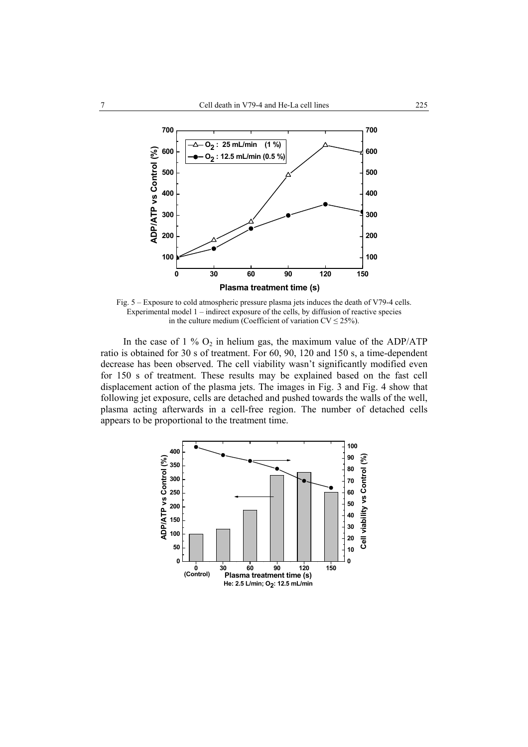Fig. 5 – Exposure to cold atmospheric pressure plasma jets induces the death of V79-4 cells. Experimental model 1 – indirect exposure of the cells, by diffusion of reactive species in the culture medium (Coefficient of variation CV ≤ 25%).

In the case of 1 % $O_2$ in helium gas, the maximum value of the ADP/ATP ratio is obtained for 30 s of treatment. For 60, 90, 120 and 150 s, a time-dependent decrease has been observed. The cell viability wasn't significantly modified even for 150 s of treatment. These results may be explained based on the fast cell displacement action of the plasma jets. The images in Fig. 3 and Fig. 4 show that following jet exposure, cells are detached and pushed towards the walls of the well, plasma acting afterwards in a cell-free region. The number of detached cells appears to be proportional to the treatment time.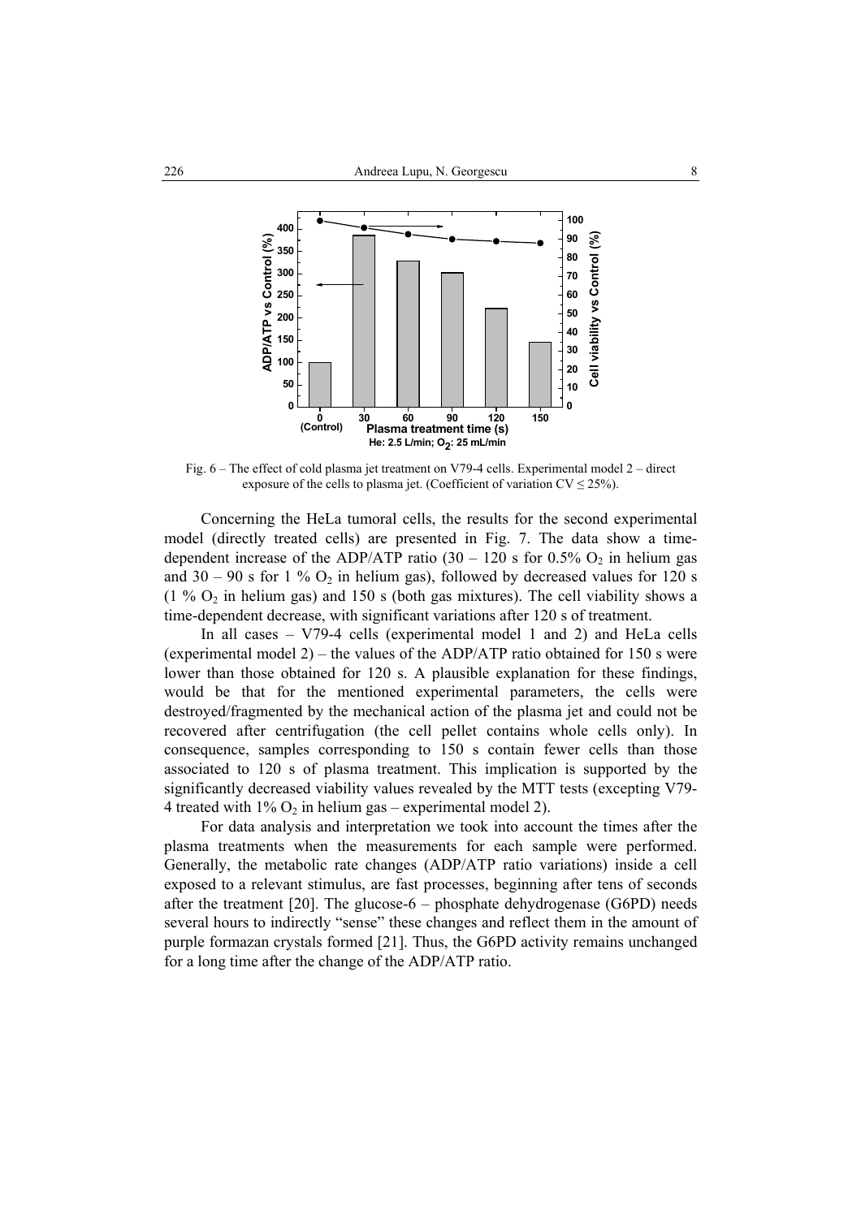Fig. 6 – The effect of cold plasma jet treatment on V79-4 cells. Experimental model 2 – direct exposure of the cells to plasma jet. (Coefficient of variation CV ≤ 25%).

Concerning the HeLa tumoral cells, the results for the second experimental model (directly treated cells) are presented in Fig. 7. The data show a time-dependent increase of the ADP/ATP ratio (30 – 120 s for 0.5% $O_2$ in helium gas and 30 – 90 s for 1 % $O_2$ in helium gas), followed by decreased values for 120 s (1 % $O_2$ in helium gas) and 150 s (both gas mixtures). The cell viability shows a time-dependent decrease, with significant variations after 120 s of treatment.

In all cases – V79-4 cells (experimental model 1 and 2) and HeLa cells (experimental model 2) – the values of the ADP/ATP ratio obtained for 150 s were lower than those obtained for 120 s. A plausible explanation for these findings, would be that for the mentioned experimental parameters, the cells were destroyed/fragmented by the mechanical action of the plasma jet and could not be recovered after centrifugation (the cell pellet contains whole cells only). In consequence, samples corresponding to 150 s contain fewer cells than those associated to 120 s of plasma treatment. This implication is supported by the significantly decreased viability values revealed by the MTT tests (excepting V79-4 treated with 1% $O_2$ in helium gas – experimental model 2).

For data analysis and interpretation we took into account the times after the plasma treatments when the measurements for each sample were performed. Generally, the metabolic rate changes (ADP/ATP ratio variations) inside a cell exposed to a relevant stimulus, are fast processes, beginning after tens of seconds after the treatment [20]. The glucose-6 – phosphate dehydrogenase (G6PD) needs several hours to indirectly "sense" these changes and reflect them in the amount of purple formazan crystals formed [21]. Thus, the G6PD activity remains unchanged for a long time after the change of the ADP/ATP ratio.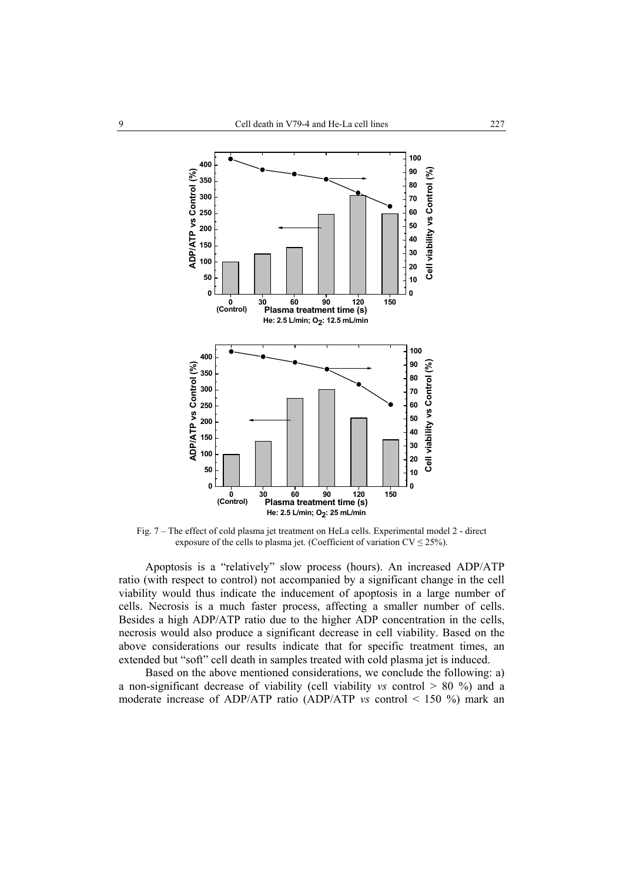Fig. 7 – The effect of cold plasma jet treatment on HeLa cells. Experimental model 2 - direct exposure of the cells to plasma jet. (Coefficient of variation CV ≤ 25%).

Apoptosis is a "relatively" slow process (hours). An increased ADP/ATP ratio (with respect to control) not accompanied by a significant change in the cell viability would thus indicate the inducement of apoptosis in a large number of cells. Necrosis is a much faster process, affecting a smaller number of cells. Besides a high ADP/ATP ratio due to the higher ADP concentration in the cells, necrosis would also produce a significant decrease in cell viability. Based on the above considerations our results indicate that for specific treatment times, an extended but "soft" cell death in samples treated with cold plasma jet is induced.

Based on the above mentioned considerations, we conclude the following: a) a non-significant decrease of viability (cell viability *vs* control > 80 %) and a moderate increase of ADP/ATP ratio (ADP/ATP *vs* control < 150 %) mark an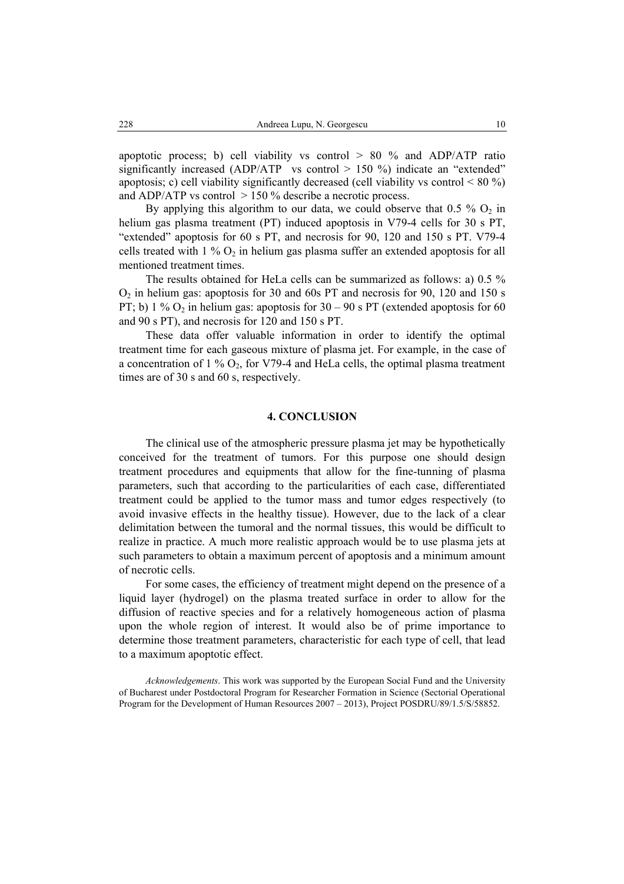apoptotic process; b) cell viability vs control > 80 % and ADP/ATP ratio significantly increased (ADP/ATP vs control > 150 %) indicate an "extended" apoptosis; c) cell viability significantly decreased (cell viability vs control < 80 %) and ADP/ATP vs control > 150 % describe a necrotic process.

By applying this algorithm to our data, we could observe that 0.5 % $O_2$ in helium gas plasma treatment (PT) induced apoptosis in V79-4 cells for 30 s PT, "extended" apoptosis for 60 s PT, and necrosis for 90, 120 and 150 s PT. V79-4 cells treated with 1 % $O_2$ in helium gas plasma suffer an extended apoptosis for all mentioned treatment times.

The results obtained for HeLa cells can be summarized as follows: a) 0.5 % $O_2$ in helium gas: apoptosis for 30 and 60s PT and necrosis for 90, 120 and 150 s PT; b) 1 % $O_2$ in helium gas: apoptosis for 30 – 90 s PT (extended apoptosis for 60 and 90 s PT), and necrosis for 120 and 150 s PT.

These data offer valuable information in order to identify the optimal treatment time for each gaseous mixture of plasma jet. For example, in the case of a concentration of 1 % $O_2$, for V79-4 and HeLa cells, the optimal plasma treatment times are of 30 s and 60 s, respectively.

## 4. CONCLUSION

The clinical use of the atmospheric pressure plasma jet may be hypothetically conceived for the treatment of tumors. For this purpose one should design treatment procedures and equipments that allow for the fine-tunning of plasma parameters, such that according to the particularities of each case, differentiated treatment could be applied to the tumor mass and tumor edges respectively (to avoid invasive effects in the healthy tissue). However, due to the lack of a clear delimitation between the tumoral and the normal tissues, this would be difficult to realize in practice. A much more realistic approach would be to use plasma jets at such parameters to obtain a maximum percent of apoptosis and a minimum amount of necrotic cells.

For some cases, the efficiency of treatment might depend on the presence of a liquid layer (hydrogel) on the plasma treated surface in order to allow for the diffusion of reactive species and for a relatively homogeneous action of plasma upon the whole region of interest. It would also be of prime importance to determine those treatment parameters, characteristic for each type of cell, that lead to a maximum apoptotic effect.

*Acknowledgements*. This work was supported by the European Social Fund and the University of Bucharest under Postdoctoral Program for Researcher Formation in Science (Sectorial Operational Program for the Development of Human Resources 2007 – 2013), Project POSDRU/89/1.5/S/58852.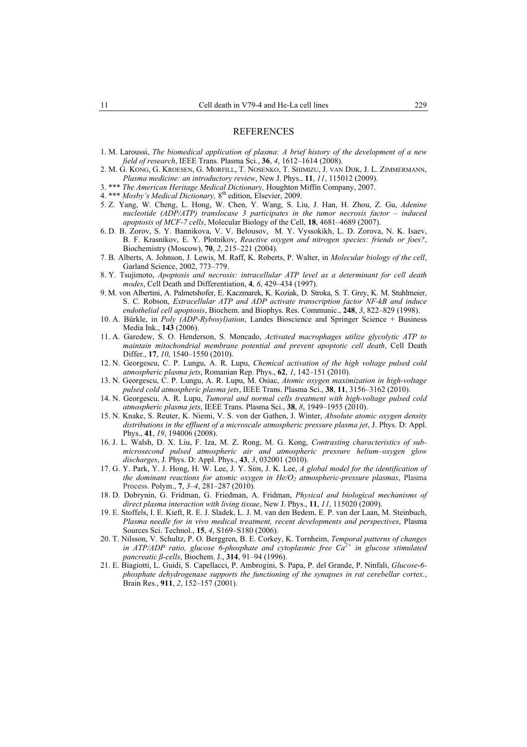## REFERENCES

1. M. Laroussi, *The biomedical application of plasma: A brief history of the development of a new field of research*, IEEE Trans. Plasma Sci., **36**, *4*, 1612–1614 (2008).
2. M. G. Kong, G. Kroesen, G. Morfill, T. Nosenko, T. Shimizu, J. van Dijk, J. L. Zimmermann, *Plasma medicine: an introductory review*, New J. Phys., **11**, *11*, 115012 (2009).
3. \*\*\* *The American Heritage Medical Dictionary,* Houghton Miffin Company, 2007.
4. \*\*\* *Mosby's Medical Dictionary,* 8th edition, Elsevier, 2009.
5. Z. Yang, W. Cheng, L. Hong, W. Chen, Y. Wang, S. Liu, J. Han, H. Zhou, Z. Gu, *Adenine nucleotide (ADP/ATP) translocase 3 participates in the tumor necrosis factor – induced apoptosis of MCF-7 cells*, Molecular Biology of the Cell, **18**, 4681–4689 (2007).
6. D. B. Zorov, S. Y. Bannikova, V. V. Belousov, M. Y. Vyssokikh, L. D. Zorova, N. K. Isaev, B. F. Krasnikov, E. Y. Plotnikov, *Reactive oxygen and nitrogen species: friends or foes?*, Biochemistry (Moscow), **70**, *2*, 215–221 (2004).
7. B. Alberts, A. Johnson, J. Lewis, M. Raff, K. Roberts, P. Walter, in *Molecular biology of the cell*, Garland Science, 2002, 773–779.
8. Y. Tsujimoto, *Apoptosis and necrosis: intracellular ATP level as a determinant for cell death modes*, Cell Death and Differentiation, **4**, *6*, 429–434 (1997).
9. M. von Albertini, A. Palmetshofer, E. Kaczmarek, K. Koziak, D. Stroka, S. T. Grey, K. M. Stuhlmeier, S. C. Robson, *Extracellular ATP and ADP activate transcription factor NF-kB and induce endothelial cell apoptosis*, Biochem. and Biophys. Res. Communic., **248**, *3*, 822–829 (1998).
10. A. Bürkle, in *Poly (ADP-Rybosyl)ation*, Landes Bioscience and Springer Science + Business Media Ink., **143** (2006).
11. A. Garedew, S. O. Henderson, S. Moncado, *Activated macrophages utilize glycolytic ATP to maintain mitochondrial membrane potential and prevent apoptotic cell death*, Cell Death Differ., **17**, *10*, 1540–1550 (2010).
12. N. Georgescu, C. P. Lungu, A. R. Lupu, *Chemical activation of the high voltage pulsed cold atmospheric plasma jets*, Romanian Rep. Phys., **62**, *1*, 142–151 (2010).
13. N. Georgescu, C. P. Lungu, A. R. Lupu, M. Osiac, *Atomic oxygen maximization in high-voltage pulsed cold atmospheric plasma jets*, IEEE Trans. Plasma Sci., **38**, **11**, 3156–3162 (2010).
14. N. Georgescu, A. R. Lupu, *Tumoral and normal cells treatment with high-voltage pulsed cold atmospheric plasma jets*, IEEE Trans. Plasma Sci., **38**, *8*, 1949–1955 (2010).
15. N. Knake, S. Reuter, K. Niemi, V. S. von der Gathen, J. Winter, *Absolute atomic oxygen density distributions in the effluent of a microscale atmospheric pressure plasma jet*, J. Phys. D: Appl. Phys., **41**, *19*, 194006 (2008).
16. J. L. Walsh, D. X. Liu, F. Iza, M. Z. Rong, M. G. Kong, *Contrasting characteristics of sub-microsecond pulsed atmospheric air and atmospheric pressure helium–oxygen glow discharges*, J. Phys. D: Appl. Phys., **43**, *3*, 032001 (2010).
17. G. Y. Park, Y. J. Hong, H. W. Lee, J. Y. Sim, J. K. Lee, *A global model for the identification of the dominant reactions for atomic oxygen in He/$O_2$ atmospheric-pressure plasmas*, Plasma Process. Polym., **7**, *3–4*, 281–287 (2010).
18. D. Dobrynin, G. Fridman, G. Friedman, A. Fridman, *Physical and biological mechanisms of direct plasma interaction with living tissue*, New J. Phys., **11**, *11*, 115020 (2009).
19. E. Stoffels, I. E. Kieft, R. E. J. Sladek, L. J. M. van den Bedem, E. P. van der Laan, M. Steinbuch, *Plasma needle for in vivo medical treatment, recent developments and perspectives*, Plasma Sources Sci. Technol., **15**, *4*, S169–S180 (2006).
20. T. Nilsson, V. Schultz, P. O. Berggren, B. E. Corkey, K. Tornheim, *Temporal patterns of changes in ATP/ADP ratio, glucose 6-phosphate and cytoplasmic free $Ca^{2+}$ in glucose stimulated pancreatic β-cells*, Biochem. J., **314**, 91–94 (1996).
21. E. Biagiotti, L. Guidi, S. Capellacci, P. Ambrogini, S. Papa, P. del Grande, P. Ninfali, *Glucose-6-phosphate dehydrogenase supports the functioning of the synapses in rat cerebellar cortex.*, Brain Res., **911**, *2*, 152–157 (2001).